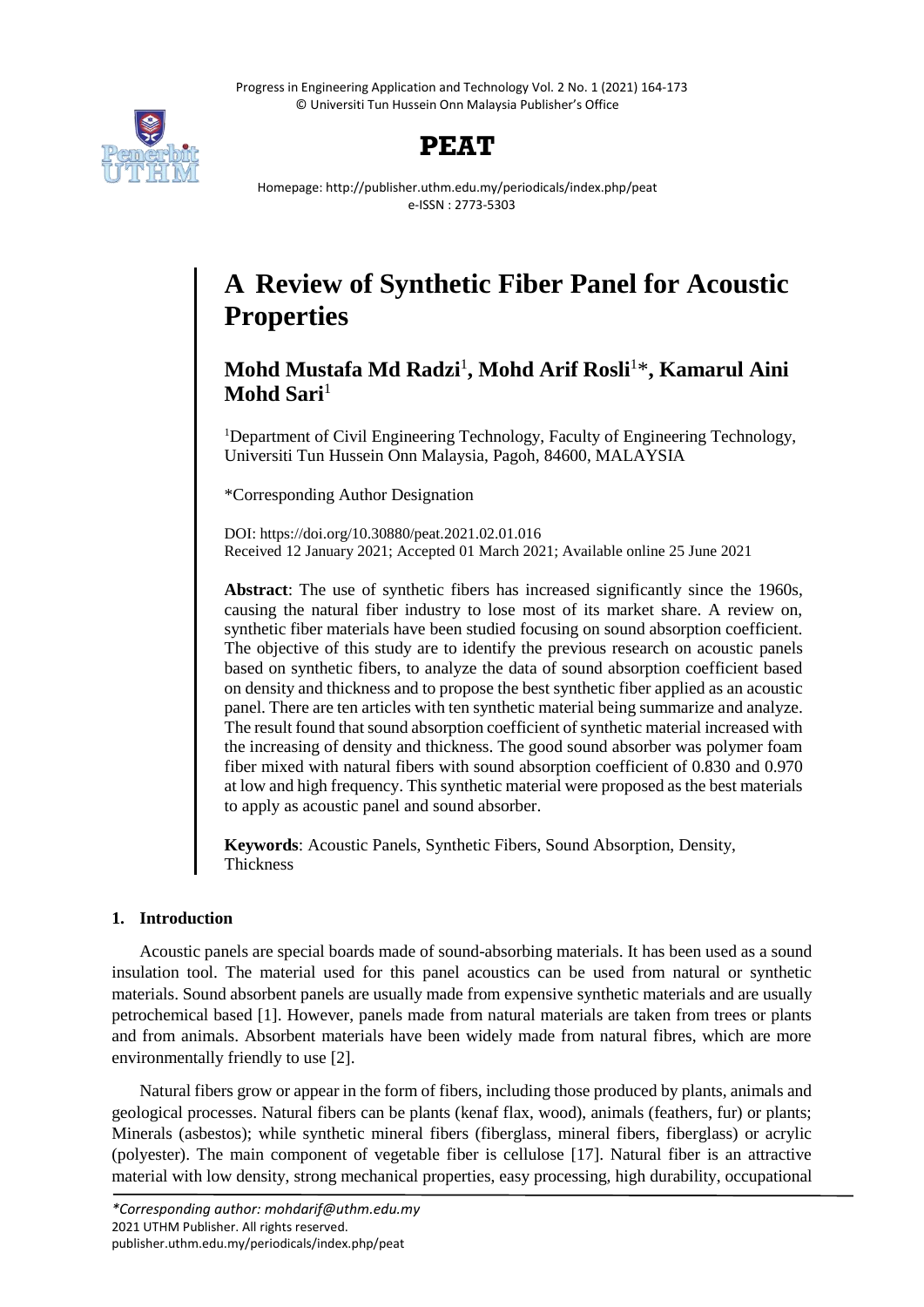# A Review of Synthetic Fiber Panel for Acoustic Properties

**Mohd Mustafa Md Radzi**[1], **Mohd Arif Rosli**[1]*, **Kamarul Aini Mohd Sari**[1]

[1]Department of Civil Engineering Technology, Faculty of Engineering Technology, Universiti Tun Hussein Onn Malaysia, Pagoh, 84600, MALAYSIA

*Corresponding Author Designation

DOI: https://doi.org/10.30880/peat.2021.02.01.016
Received 12 January 2021; Accepted 01 March 2021; Available online 25 June 2021

**Abstract**: The use of synthetic fibers has increased significantly since the 1960s, causing the natural fiber industry to lose most of its market share. A review on, synthetic fiber materials have been studied focusing on sound absorption coefficient. The objective of this study are to identify the previous research on acoustic panels based on synthetic fibers, to analyze the data of sound absorption coefficient based on density and thickness and to propose the best synthetic fiber applied as an acoustic panel. There are ten articles with ten synthetic material being summarize and analyze. The result found that sound absorption coefficient of synthetic material increased with the increasing of density and thickness. The good sound absorber was polymer foam fiber mixed with natural fibers with sound absorption coefficient of 0.830 and 0.970 at low and high frequency. This synthetic material were proposed as the best materials to apply as acoustic panel and sound absorber.

**Keywords**: Acoustic Panels, Synthetic Fibers, Sound Absorption, Density, Thickness

## 1. Introduction

Acoustic panels are special boards made of sound-absorbing materials. It has been used as a sound insulation tool. The material used for this panel acoustics can be used from natural or synthetic materials. Sound absorbent panels are usually made from expensive synthetic materials and are usually petrochemical based [1]. However, panels made from natural materials are taken from trees or plants and from animals. Absorbent materials have been widely made from natural fibres, which are more environmentally friendly to use [2].

Natural fibers grow or appear in the form of fibers, including those produced by plants, animals and geological processes. Natural fibers can be plants (kenaf flax, wood), animals (feathers, fur) or plants; Minerals (asbestos); while synthetic mineral fibers (fiberglass, mineral fibers, fiberglass) or acrylic (polyester). The main component of vegetable fiber is cellulose [17]. Natural fiber is an attractive material with low density, strong mechanical properties, easy processing, high durability, occupational

*\*Corresponding author: mohdarif@uthm.edu.my*
2021 UTHM Publisher. All rights reserved.
publisher.uthm.edu.my/periodicals/index.php/peat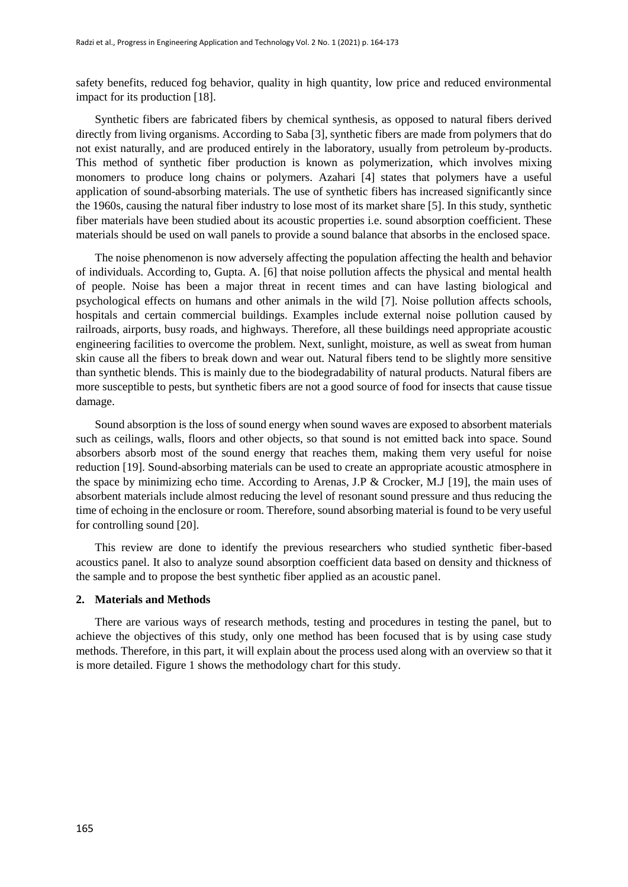safety benefits, reduced fog behavior, quality in high quantity, low price and reduced environmental impact for its production [18].

Synthetic fibers are fabricated fibers by chemical synthesis, as opposed to natural fibers derived directly from living organisms. According to Saba [3], synthetic fibers are made from polymers that do not exist naturally, and are produced entirely in the laboratory, usually from petroleum by-products. This method of synthetic fiber production is known as polymerization, which involves mixing monomers to produce long chains or polymers. Azahari [4] states that polymers have a useful application of sound-absorbing materials. The use of synthetic fibers has increased significantly since the 1960s, causing the natural fiber industry to lose most of its market share [5]. In this study, synthetic fiber materials have been studied about its acoustic properties i.e. sound absorption coefficient. These materials should be used on wall panels to provide a sound balance that absorbs in the enclosed space.

The noise phenomenon is now adversely affecting the population affecting the health and behavior of individuals. According to, Gupta. A. [6] that noise pollution affects the physical and mental health of people. Noise has been a major threat in recent times and can have lasting biological and psychological effects on humans and other animals in the wild [7]. Noise pollution affects schools, hospitals and certain commercial buildings. Examples include external noise pollution caused by railroads, airports, busy roads, and highways. Therefore, all these buildings need appropriate acoustic engineering facilities to overcome the problem. Next, sunlight, moisture, as well as sweat from human skin cause all the fibers to break down and wear out. Natural fibers tend to be slightly more sensitive than synthetic blends. This is mainly due to the biodegradability of natural products. Natural fibers are more susceptible to pests, but synthetic fibers are not a good source of food for insects that cause tissue damage.

Sound absorption is the loss of sound energy when sound waves are exposed to absorbent materials such as ceilings, walls, floors and other objects, so that sound is not emitted back into space. Sound absorbers absorb most of the sound energy that reaches them, making them very useful for noise reduction [19]. Sound-absorbing materials can be used to create an appropriate acoustic atmosphere in the space by minimizing echo time. According to Arenas, J.P & Crocker, M.J [19], the main uses of absorbent materials include almost reducing the level of resonant sound pressure and thus reducing the time of echoing in the enclosure or room. Therefore, sound absorbing material is found to be very useful for controlling sound [20].

This review are done to identify the previous researchers who studied synthetic fiber-based acoustics panel. It also to analyze sound absorption coefficient data based on density and thickness of the sample and to propose the best synthetic fiber applied as an acoustic panel.

## 2. Materials and Methods

There are various ways of research methods, testing and procedures in testing the panel, but to achieve the objectives of this study, only one method has been focused that is by using case study methods. Therefore, in this part, it will explain about the process used along with an overview so that it is more detailed. Figure 1 shows the methodology chart for this study.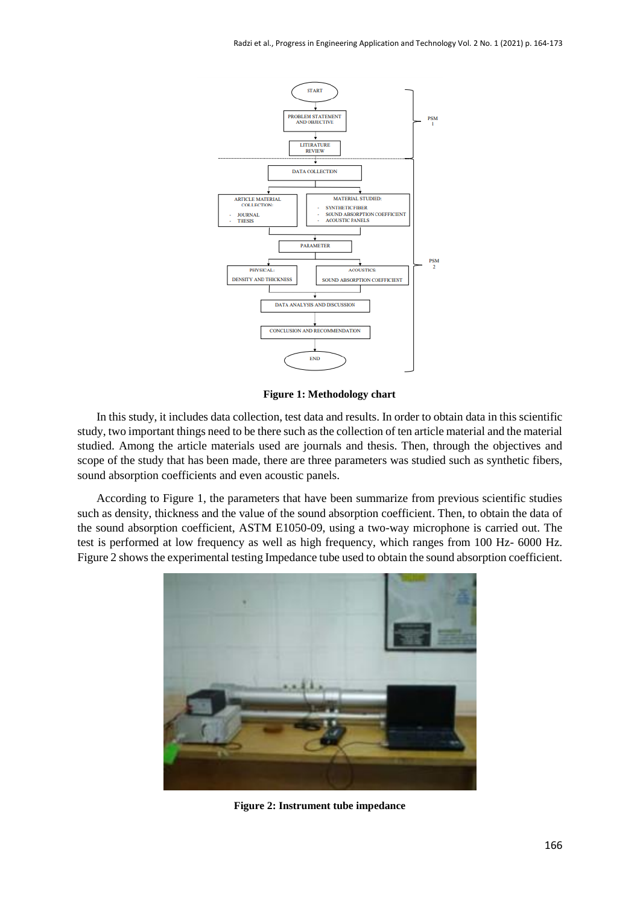**Figure 1: Methodology chart**

In this study, it includes data collection, test data and results. In order to obtain data in this scientific study, two important things need to be there such as the collection of ten article material and the material studied. Among the article materials used are journals and thesis. Then, through the objectives and scope of the study that has been made, there are three parameters was studied such as synthetic fibers, sound absorption coefficients and even acoustic panels.

According to Figure 1, the parameters that have been summarize from previous scientific studies such as density, thickness and the value of the sound absorption coefficient. Then, to obtain the data of the sound absorption coefficient, ASTM E1050-09, using a two-way microphone is carried out. The test is performed at low frequency as well as high frequency, which ranges from 100 Hz- 6000 Hz. Figure 2 shows the experimental testing Impedance tube used to obtain the sound absorption coefficient.

**Figure 2: Instrument tube impedance**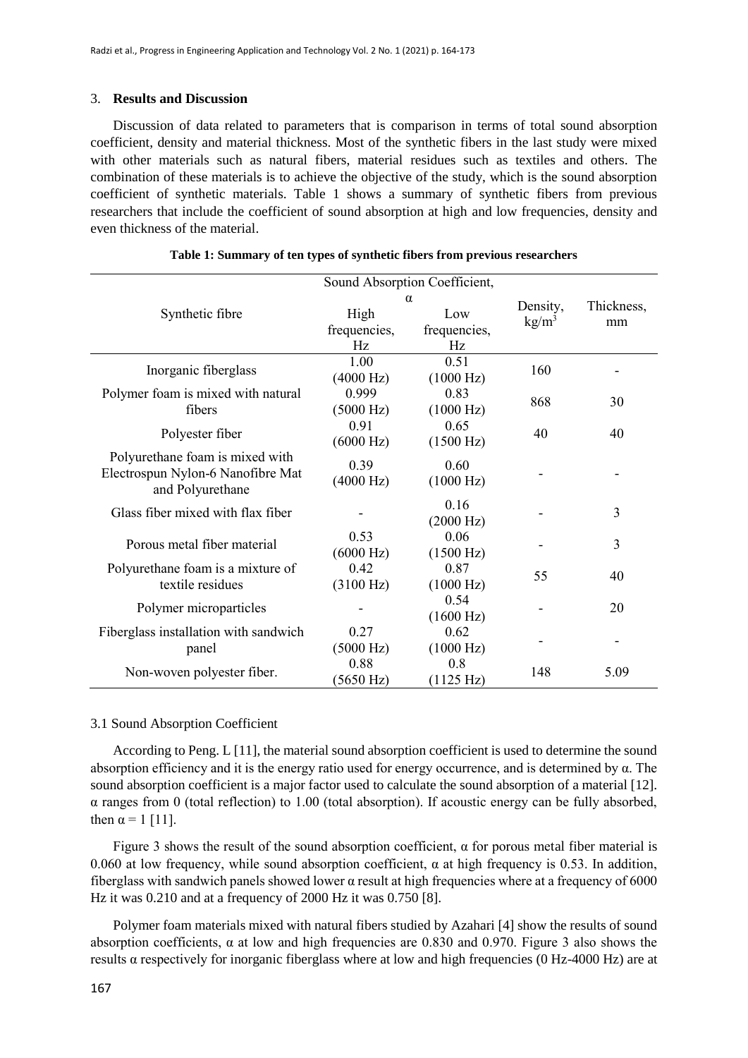## 3. **Results and Discussion**

Discussion of data related to parameters that is comparison in terms of total sound absorption coefficient, density and material thickness. Most of the synthetic fibers in the last study were mixed with other materials such as natural fibers, material residues such as textiles and others. The combination of these materials is to achieve the objective of the study, which is the sound absorption coefficient of synthetic materials. Table 1 shows a summary of synthetic fibers from previous researchers that include the coefficient of sound absorption at high and low frequencies, density and even thickness of the material.

**Table 1: Summary of ten types of synthetic fibers from previous researchers**

| Synthetic fibre | Sound Absorption Coefficient, α | | Density, kg/m$^3$ | Thickness, mm |
|---|---|---|---|---|
| | High frequencies, Hz | Low frequencies, Hz | | |
| Inorganic fiberglass | 1.00 (4000 Hz) | 0.51 (1000 Hz) | 160 | - |
| Polymer foam is mixed with natural fibers | 0.999 (5000 Hz) | 0.83 (1000 Hz) | 868 | 30 |
| Polyester fiber | 0.91 (6000 Hz) | 0.65 (1500 Hz) | 40 | 40 |
| Polyurethane foam is mixed with Electrospun Nylon-6 Nanofibre Mat and Polyurethane | 0.39 (4000 Hz) | 0.60 (1000 Hz) | - | - |
| Glass fiber mixed with flax fiber | - | 0.16 (2000 Hz) | - | 3 |
| Porous metal fiber material | 0.53 (6000 Hz) | 0.06 (1500 Hz) | - | 3 |
| Polyurethane foam is a mixture of textile residues | 0.42 (3100 Hz) | 0.87 (1000 Hz) | 55 | 40 |
| Polymer microparticles | - | 0.54 (1600 Hz) | - | 20 |
| Fiberglass installation with sandwich panel | 0.27 (5000 Hz) | 0.62 (1000 Hz) | - | - |
| Non-woven polyester fiber. | 0.88 (5650 Hz) | 0.8 (1125 Hz) | 148 | 5.09 |

### 3.1 Sound Absorption Coefficient

According to Peng. L [11], the material sound absorption coefficient is used to determine the sound absorption efficiency and it is the energy ratio used for energy occurrence, and is determined by α. The sound absorption coefficient is a major factor used to calculate the sound absorption of a material [12]. α ranges from 0 (total reflection) to 1.00 (total absorption). If acoustic energy can be fully absorbed, then $\alpha = 1$ [11].

Figure 3 shows the result of the sound absorption coefficient, α for porous metal fiber material is 0.060 at low frequency, while sound absorption coefficient, α at high frequency is 0.53. In addition, fiberglass with sandwich panels showed lower α result at high frequencies where at a frequency of 6000 Hz it was 0.210 and at a frequency of 2000 Hz it was 0.750 [8].

Polymer foam materials mixed with natural fibers studied by Azahari [4] show the results of sound absorption coefficients, α at low and high frequencies are 0.830 and 0.970. Figure 3 also shows the results α respectively for inorganic fiberglass where at low and high frequencies (0 Hz-4000 Hz) are at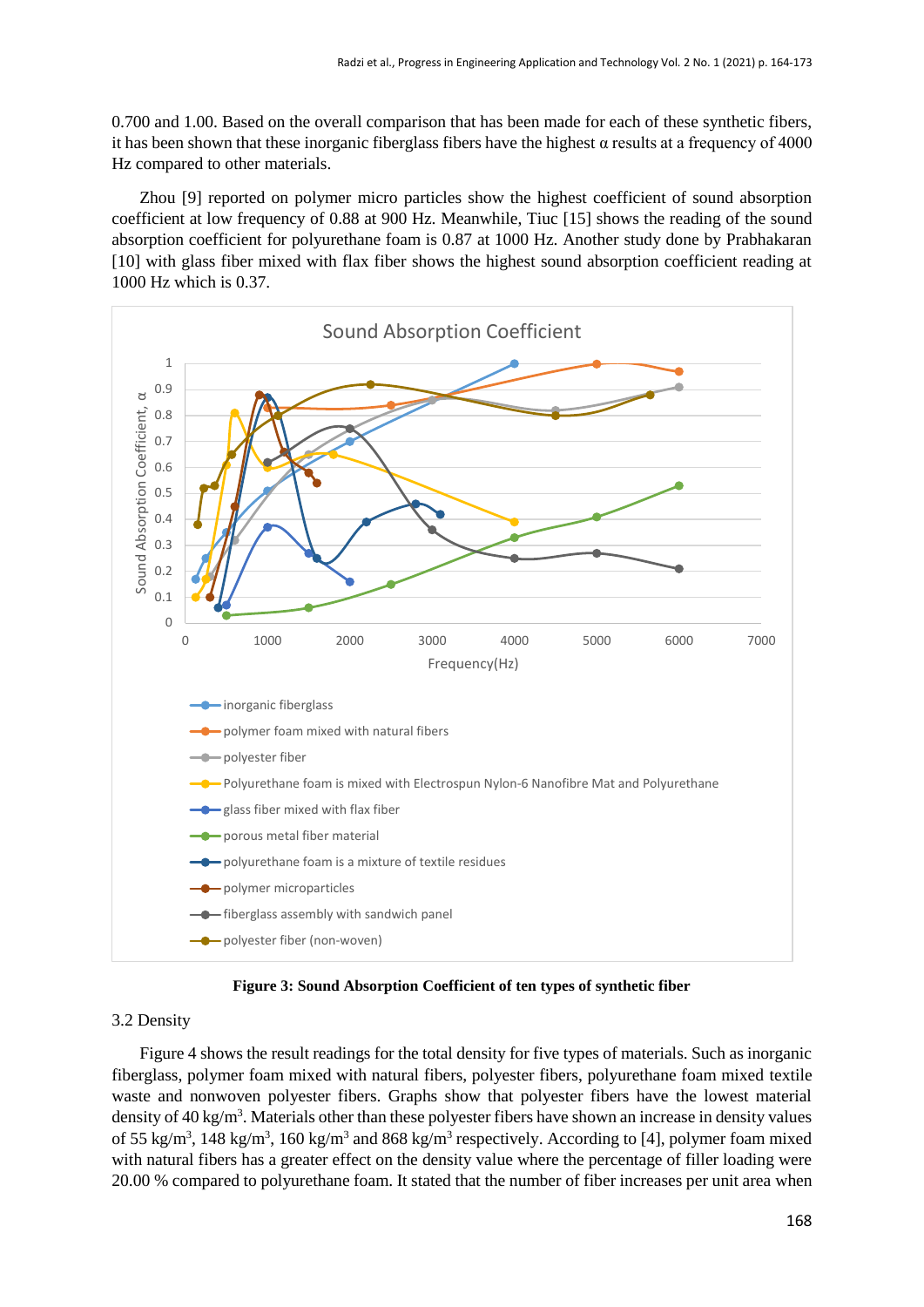0.700 and 1.00. Based on the overall comparison that has been made for each of these synthetic fibers, it has been shown that these inorganic fiberglass fibers have the highest α results at a frequency of 4000 Hz compared to other materials.

Zhou [9] reported on polymer micro particles show the highest coefficient of sound absorption coefficient at low frequency of 0.88 at 900 Hz. Meanwhile, Tiuc [15] shows the reading of the sound absorption coefficient for polyurethane foam is 0.87 at 1000 Hz. Another study done by Prabhakaran [10] with glass fiber mixed with flax fiber shows the highest sound absorption coefficient reading at 1000 Hz which is 0.37.

**Figure 3: Sound Absorption Coefficient of ten types of synthetic fiber**

3.2 Density

Figure 4 shows the result readings for the total density for five types of materials. Such as inorganic fiberglass, polymer foam mixed with natural fibers, polyester fibers, polyurethane foam mixed textile waste and nonwoven polyester fibers. Graphs show that polyester fibers have the lowest material density of 40 kg/m$^3$. Materials other than these polyester fibers have shown an increase in density values of 55 kg/m$^3$, 148 kg/m$^3$, 160 kg/m$^3$ and 868 kg/m$^3$ respectively. According to [4], polymer foam mixed with natural fibers has a greater effect on the density value where the percentage of filler loading were 20.00 % compared to polyurethane foam. It stated that the number of fiber increases per unit area when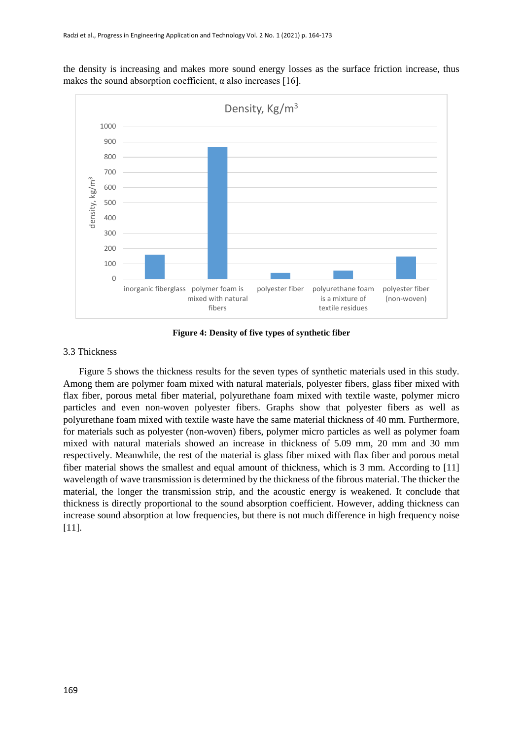the density is increasing and makes more sound energy losses as the surface friction increase, thus makes the sound absorption coefficient, α also increases [16].

**Figure 4: Density of five types of synthetic fiber**

3.3 Thickness

Figure 5 shows the thickness results for the seven types of synthetic materials used in this study. Among them are polymer foam mixed with natural materials, polyester fibers, glass fiber mixed with flax fiber, porous metal fiber material, polyurethane foam mixed with textile waste, polymer micro particles and even non-woven polyester fibers. Graphs show that polyester fibers as well as polyurethane foam mixed with textile waste have the same material thickness of 40 mm. Furthermore, for materials such as polyester (non-woven) fibers, polymer micro particles as well as polymer foam mixed with natural materials showed an increase in thickness of 5.09 mm, 20 mm and 30 mm respectively. Meanwhile, the rest of the material is glass fiber mixed with flax fiber and porous metal fiber material shows the smallest and equal amount of thickness, which is 3 mm. According to [11] wavelength of wave transmission is determined by the thickness of the fibrous material. The thicker the material, the longer the transmission strip, and the acoustic energy is weakened. It conclude that thickness is directly proportional to the sound absorption coefficient. However, adding thickness can increase sound absorption at low frequencies, but there is not much difference in high frequency noise [11].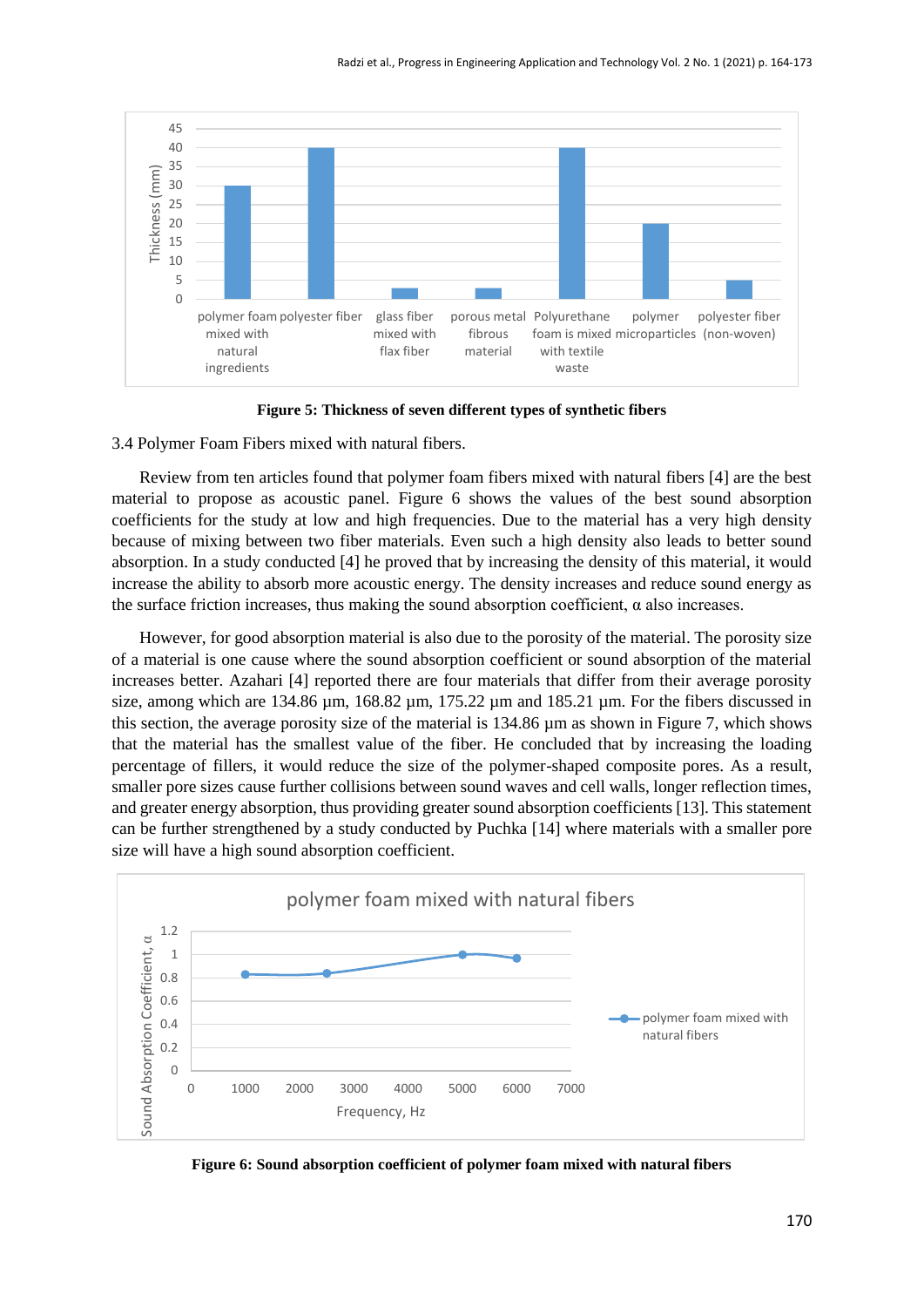**Figure 5: Thickness of seven different types of synthetic fibers**

3.4 Polymer Foam Fibers mixed with natural fibers.

Review from ten articles found that polymer foam fibers mixed with natural fibers [4] are the best material to propose as acoustic panel. Figure 6 shows the values of the best sound absorption coefficients for the study at low and high frequencies. Due to the material has a very high density because of mixing between two fiber materials. Even such a high density also leads to better sound absorption. In a study conducted [4] he proved that by increasing the density of this material, it would increase the ability to absorb more acoustic energy. The density increases and reduce sound energy as the surface friction increases, thus making the sound absorption coefficient, α also increases.

However, for good absorption material is also due to the porosity of the material. The porosity size of a material is one cause where the sound absorption coefficient or sound absorption of the material increases better. Azahari [4] reported there are four materials that differ from their average porosity size, among which are 134.86 µm, 168.82 µm, 175.22 µm and 185.21 µm. For the fibers discussed in this section, the average porosity size of the material is 134.86 µm as shown in Figure 7, which shows that the material has the smallest value of the fiber. He concluded that by increasing the loading percentage of fillers, it would reduce the size of the polymer-shaped composite pores. As a result, smaller pore sizes cause further collisions between sound waves and cell walls, longer reflection times, and greater energy absorption, thus providing greater sound absorption coefficients [13]. This statement can be further strengthened by a study conducted by Puchka [14] where materials with a smaller pore size will have a high sound absorption coefficient.

**Figure 6: Sound absorption coefficient of polymer foam mixed with natural fibers**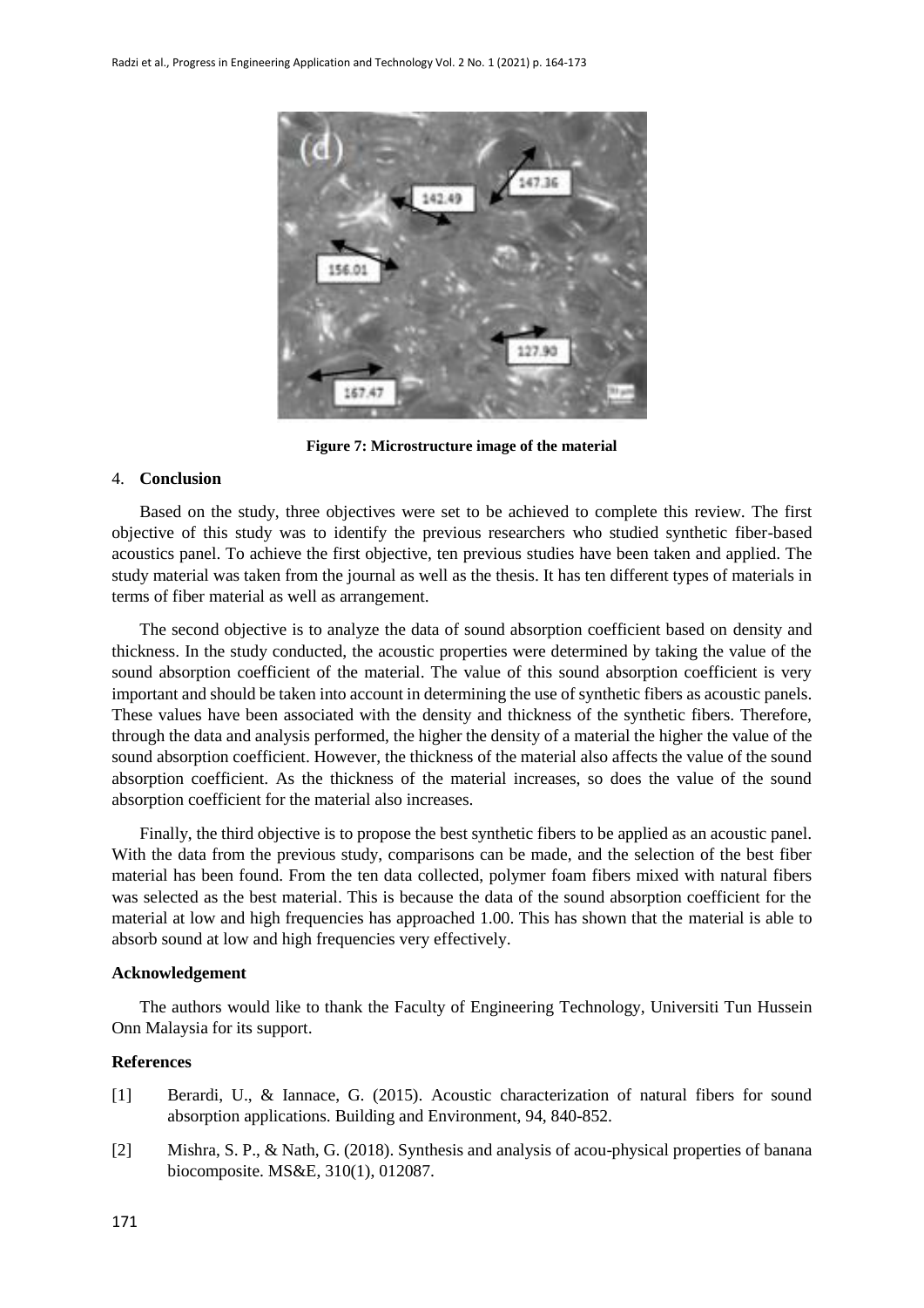**Figure 7: Microstructure image of the material**

## 4. Conclusion

Based on the study, three objectives were set to be achieved to complete this review. The first objective of this study was to identify the previous researchers who studied synthetic fiber-based acoustics panel. To achieve the first objective, ten previous studies have been taken and applied. The study material was taken from the journal as well as the thesis. It has ten different types of materials in terms of fiber material as well as arrangement.

The second objective is to analyze the data of sound absorption coefficient based on density and thickness. In the study conducted, the acoustic properties were determined by taking the value of the sound absorption coefficient of the material. The value of this sound absorption coefficient is very important and should be taken into account in determining the use of synthetic fibers as acoustic panels. These values have been associated with the density and thickness of the synthetic fibers. Therefore, through the data and analysis performed, the higher the density of a material the higher the value of the sound absorption coefficient. However, the thickness of the material also affects the value of the sound absorption coefficient. As the thickness of the material increases, so does the value of the sound absorption coefficient for the material also increases.

Finally, the third objective is to propose the best synthetic fibers to be applied as an acoustic panel. With the data from the previous study, comparisons can be made, and the selection of the best fiber material has been found. From the ten data collected, polymer foam fibers mixed with natural fibers was selected as the best material. This is because the data of the sound absorption coefficient for the material at low and high frequencies has approached 1.00. This has shown that the material is able to absorb sound at low and high frequencies very effectively.

### Acknowledgement

The authors would like to thank the Faculty of Engineering Technology, Universiti Tun Hussein Onn Malaysia for its support.

### References

[1] Berardi, U., & Iannace, G. (2015). Acoustic characterization of natural fibers for sound absorption applications. Building and Environment, 94, 840-852.

[2] Mishra, S. P., & Nath, G. (2018). Synthesis and analysis of acou-physical properties of banana biocomposite. MS&E, 310(1), 012087.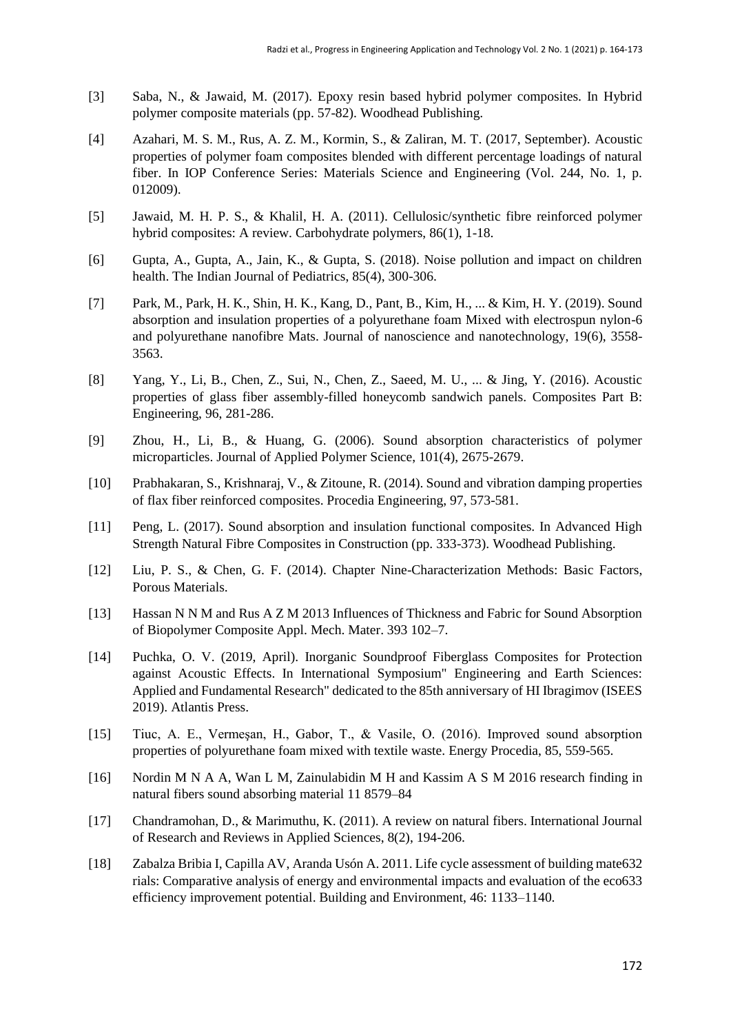[3] Saba, N., & Jawaid, M. (2017). Epoxy resin based hybrid polymer composites. In Hybrid polymer composite materials (pp. 57-82). Woodhead Publishing.

[4] Azahari, M. S. M., Rus, A. Z. M., Kormin, S., & Zaliran, M. T. (2017, September). Acoustic properties of polymer foam composites blended with different percentage loadings of natural fiber. In IOP Conference Series: Materials Science and Engineering (Vol. 244, No. 1, p. 012009).

[5] Jawaid, M. H. P. S., & Khalil, H. A. (2011). Cellulosic/synthetic fibre reinforced polymer hybrid composites: A review. Carbohydrate polymers, 86(1), 1-18.

[6] Gupta, A., Gupta, A., Jain, K., & Gupta, S. (2018). Noise pollution and impact on children health. The Indian Journal of Pediatrics, 85(4), 300-306.

[7] Park, M., Park, H. K., Shin, H. K., Kang, D., Pant, B., Kim, H., ... & Kim, H. Y. (2019). Sound absorption and insulation properties of a polyurethane foam Mixed with electrospun nylon-6 and polyurethane nanofibre Mats. Journal of nanoscience and nanotechnology, 19(6), 3558-3563.

[8] Yang, Y., Li, B., Chen, Z., Sui, N., Chen, Z., Saeed, M. U., ... & Jing, Y. (2016). Acoustic properties of glass fiber assembly-filled honeycomb sandwich panels. Composites Part B: Engineering, 96, 281-286.

[9] Zhou, H., Li, B., & Huang, G. (2006). Sound absorption characteristics of polymer microparticles. Journal of Applied Polymer Science, 101(4), 2675-2679.

[10] Prabhakaran, S., Krishnaraj, V., & Zitoune, R. (2014). Sound and vibration damping properties of flax fiber reinforced composites. Procedia Engineering, 97, 573-581.

[11] Peng, L. (2017). Sound absorption and insulation functional composites. In Advanced High Strength Natural Fibre Composites in Construction (pp. 333-373). Woodhead Publishing.

[12] Liu, P. S., & Chen, G. F. (2014). Chapter Nine-Characterization Methods: Basic Factors, Porous Materials.

[13] Hassan N N M and Rus A Z M 2013 Influences of Thickness and Fabric for Sound Absorption of Biopolymer Composite Appl. Mech. Mater. 393 102–7.

[14] Puchka, O. V. (2019, April). Inorganic Soundproof Fiberglass Composites for Protection against Acoustic Effects. In International Symposium" Engineering and Earth Sciences: Applied and Fundamental Research" dedicated to the 85th anniversary of HI Ibragimov (ISEES 2019). Atlantis Press.

[15] Tiuc, A. E., Vermeşan, H., Gabor, T., & Vasile, O. (2016). Improved sound absorption properties of polyurethane foam mixed with textile waste. Energy Procedia, 85, 559-565.

[16] Nordin M N A A, Wan L M, Zainulabidin M H and Kassim A S M 2016 research finding in natural fibers sound absorbing material 11 8579–84

[17] Chandramohan, D., & Marimuthu, K. (2011). A review on natural fibers. International Journal of Research and Reviews in Applied Sciences, 8(2), 194-206.

[18] Zabalza Bribia I, Capilla AV, Aranda Usón A. 2011. Life cycle assessment of building mate632 rials: Comparative analysis of energy and environmental impacts and evaluation of the eco633 efficiency improvement potential. Building and Environment, 46: 1133–1140.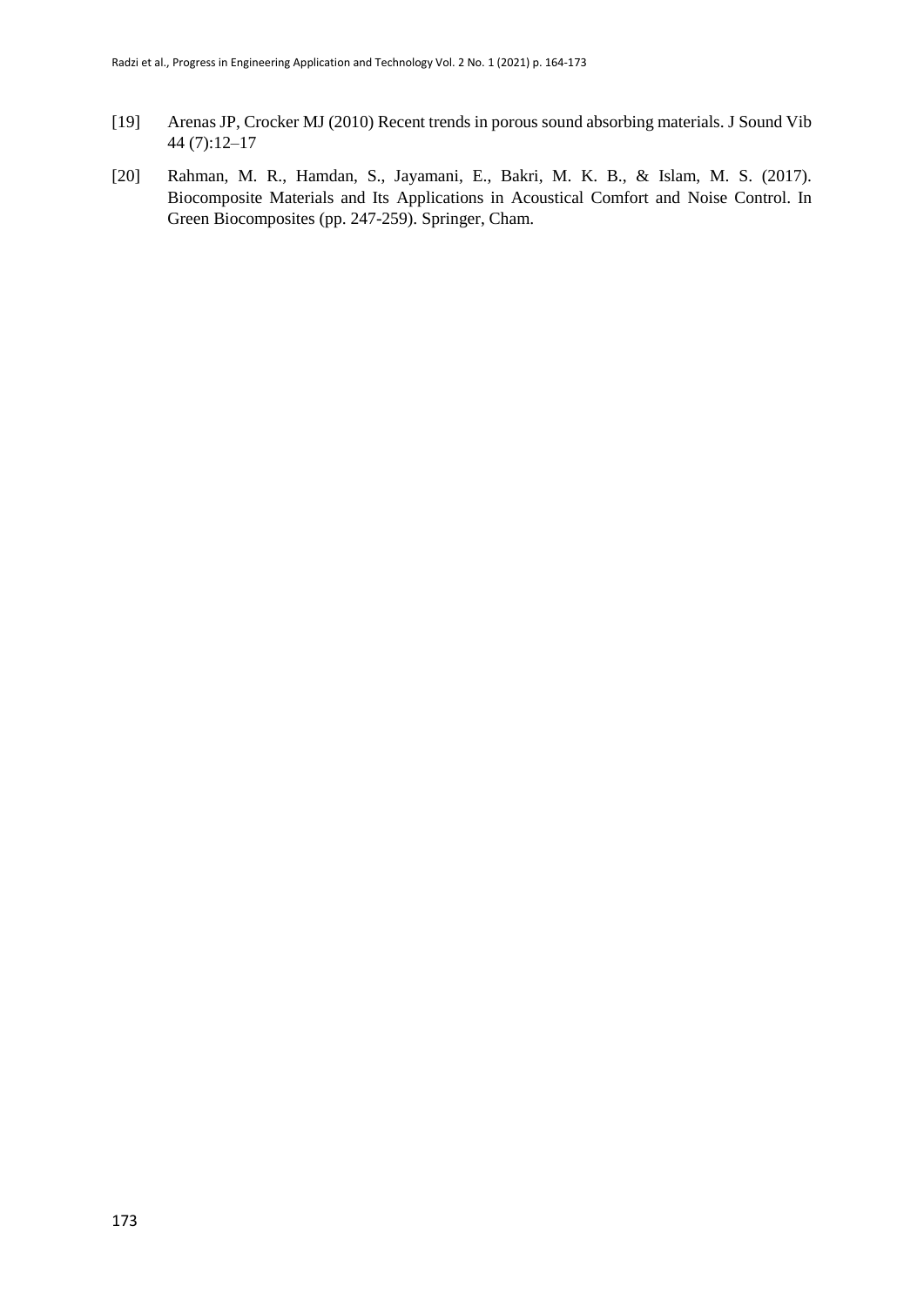[19] Arenas JP, Crocker MJ (2010) Recent trends in porous sound absorbing materials. J Sound Vib 44 (7):12–17

[20] Rahman, M. R., Hamdan, S., Jayamani, E., Bakri, M. K. B., & Islam, M. S. (2017). Biocomposite Materials and Its Applications in Acoustical Comfort and Noise Control. In Green Biocomposites (pp. 247-259). Springer, Cham.